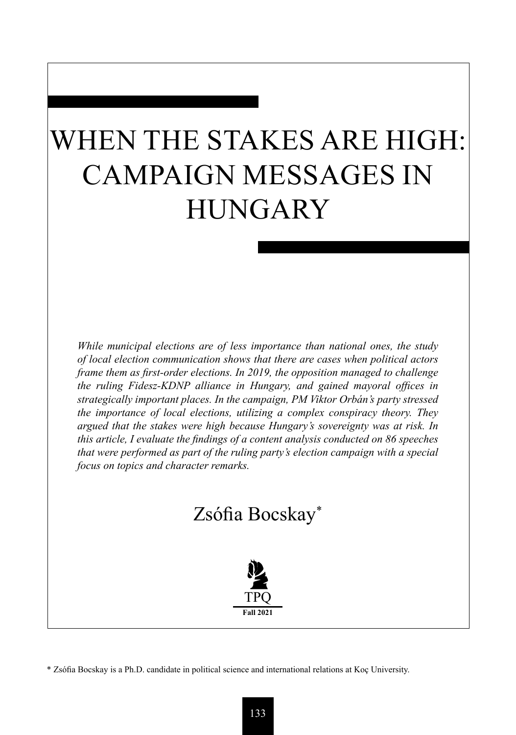# WHEN THE STAKES ARE HIGH: CAMPAIGN MESSAGES IN HUNGARY

*While municipal elections are of less importance than national ones, the study of local election communication shows that there are cases when political actors frame them as first-order elections. In 2019, the opposition managed to challenge the ruling Fidesz-KDNP alliance in Hungary, and gained mayoral offices in strategically important places. In the campaign, PM Viktor Orbán's party stressed the importance of local elections, utilizing a complex conspiracy theory. They argued that the stakes were high because Hungary's sovereignty was at risk. In this article, I evaluate the findings of a content analysis conducted on 86 speeches that were performed as part of the ruling party's election campaign with a special focus on topics and character remarks.*

Zsófia Bocskay*

\* Zsófia Bocskay is a Ph.D. candidate in political science and international relations at Koç University.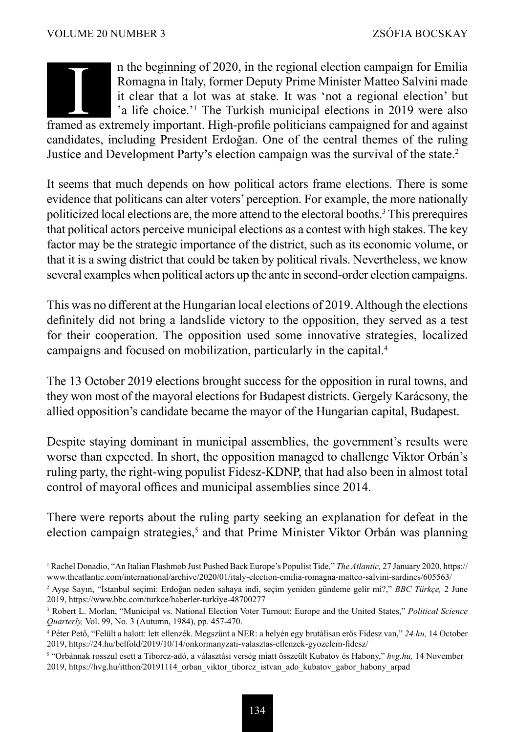In the beginning of 2020, in the regional election campaign for Emilia Romagna in Italy, former Deputy Prime Minister Matteo Salvini made it clear that a lot was at stake. It was 'not a regional election' but 'a life choice.'[1] The Turkish municipal elections in 2019 were also framed as extremely important. High-profile politicians campaigned for and against candidates, including President Erdoğan. One of the central themes of the ruling Justice and Development Party's election campaign was the survival of the state.[2]

It seems that much depends on how political actors frame elections. There is some evidence that politicans can alter voters' perception. For example, the more nationally politicized local elections are, the more attend to the electoral booths.[3] This prerequires that political actors perceive municipal elections as a contest with high stakes. The key factor may be the strategic importance of the district, such as its economic volume, or that it is a swing district that could be taken by political rivals. Nevertheless, we know several examples when political actors up the ante in second-order election campaigns.

This was no different at the Hungarian local elections of 2019. Although the elections definitely did not bring a landslide victory to the opposition, they served as a test for their cooperation. The opposition used some innovative strategies, localized campaigns and focused on mobilization, particularly in the capital.[4]

The 13 October 2019 elections brought success for the opposition in rural towns, and they won most of the mayoral elections for Budapest districts. Gergely Karácsony, the allied opposition's candidate became the mayor of the Hungarian capital, Budapest.

Despite staying dominant in municipal assemblies, the government's results were worse than expected. In short, the opposition managed to challenge Viktor Orbán's ruling party, the right-wing populist Fidesz-KDNP, that had also been in almost total control of mayoral offices and municipal assemblies since 2014.

There were reports about the ruling party seeking an explanation for defeat in the election campaign strategies,[5] and that Prime Minister Viktor Orbán was planning

---

[1] Rachel Donadio, "An Italian Flashmob Just Pushed Back Europe's Populist Tide," *The Atlantic,* 27 January 2020, https://www.theatlantic.com/international/archive/2020/01/italy-election-emilia-romagna-matteo-salvini-sardines/605563/

[2] Ayşe Sayın, "İstanbul seçimi: Erdoğan neden sahaya indi, seçim yeniden gündeme gelir mi?," *BBC Türkçe,* 2 June 2019, https://www.bbc.com/turkce/haberler-turkiye-48700277

[3] Robert L. Morlan, "Municipal vs. National Election Voter Turnout: Europe and the United States," *Political Science Quarterly,* Vol. 99, No. 3 (Autumn, 1984), pp. 457-470.

[4] Péter Pető, "Felült a halott: lett ellenzék. Megszűnt a NER: a helyén egy brutálisan erős Fidesz van," *24.hu,* 14 October 2019, https://24.hu/belfold/2019/10/14/onkormanyzati-valasztas-ellenzek-gyozelem-fidesz/

[5] "Orbánnak rosszul esett a Tiborcz-adó, a választási verség miatt összeült Kubatov és Habony," *hvg.hu,* 14 November 2019, https://hvg.hu/itthon/20191114_orban_viktor_tiborcz_istvan_ado_kubatov_gabor_habony_arpad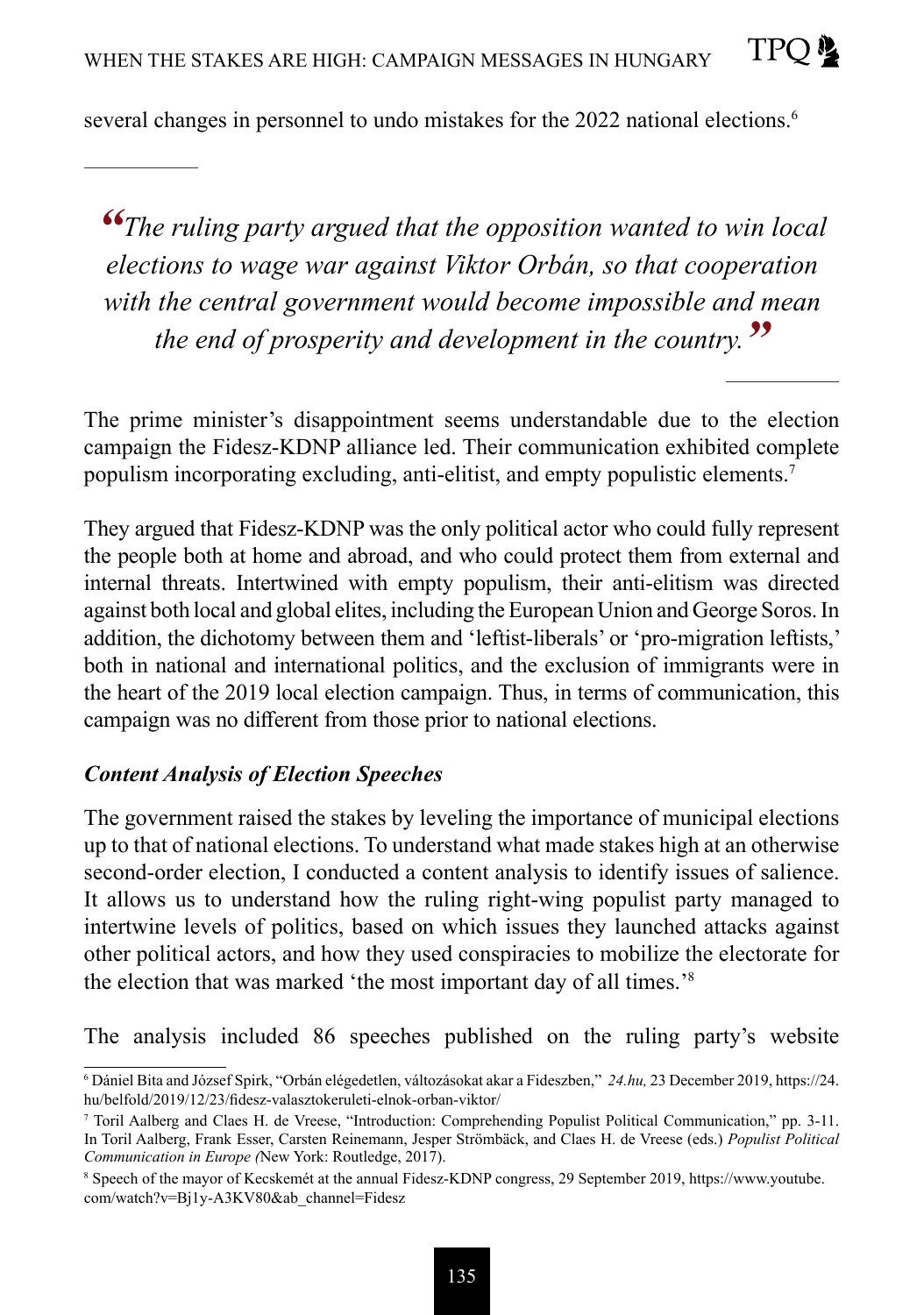several changes in personnel to undo mistakes for the 2022 national elections.[6]

> *"The ruling party argued that the opposition wanted to win local elections to wage war against Viktor Orbán, so that cooperation with the central government would become impossible and mean the end of prosperity and development in the country."*

The prime minister's disappointment seems understandable due to the election campaign the Fidesz-KDNP alliance led. Their communication exhibited complete populism incorporating excluding, anti-elitist, and empty populistic elements.[7]

They argued that Fidesz-KDNP was the only political actor who could fully represent the people both at home and abroad, and who could protect them from external and internal threats. Intertwined with empty populism, their anti-elitism was directed against both local and global elites, including the European Union and George Soros. In addition, the dichotomy between them and 'leftist-liberals' or 'pro-migration leftists,' both in national and international politics, and the exclusion of immigrants were in the heart of the 2019 local election campaign. Thus, in terms of communication, this campaign was no different from those prior to national elections.

### *Content Analysis of Election Speeches*

The government raised the stakes by leveling the importance of municipal elections up to that of national elections. To understand what made stakes high at an otherwise second-order election, I conducted a content analysis to identify issues of salience. It allows us to understand how the ruling right-wing populist party managed to intertwine levels of politics, based on which issues they launched attacks against other political actors, and how they used conspiracies to mobilize the electorate for the election that was marked 'the most important day of all times.'[8]

The analysis included 86 speeches published on the ruling party's website

---

[6] Dániel Bita and József Spirk, "Orbán elégedetlen, változásokat akar a Fideszben," *24.hu,* 23 December 2019, https://24.hu/belfold/2019/12/23/fidesz-valasztokeruleti-elnok-orban-viktor/

[7] Toril Aalberg and Claes H. de Vreese, "Introduction: Comprehending Populist Political Communication," pp. 3-11. In Toril Aalberg, Frank Esser, Carsten Reinemann, Jesper Strömbäck, and Claes H. de Vreese (eds.) *Populist Political Communication in Europe (*New York: Routledge, 2017).

[8] Speech of the mayor of Kecskemét at the annual Fidesz-KDNP congress, 29 September 2019, https://www.youtube.com/watch?v=Bj1y-A3KV80&ab_channel=Fidesz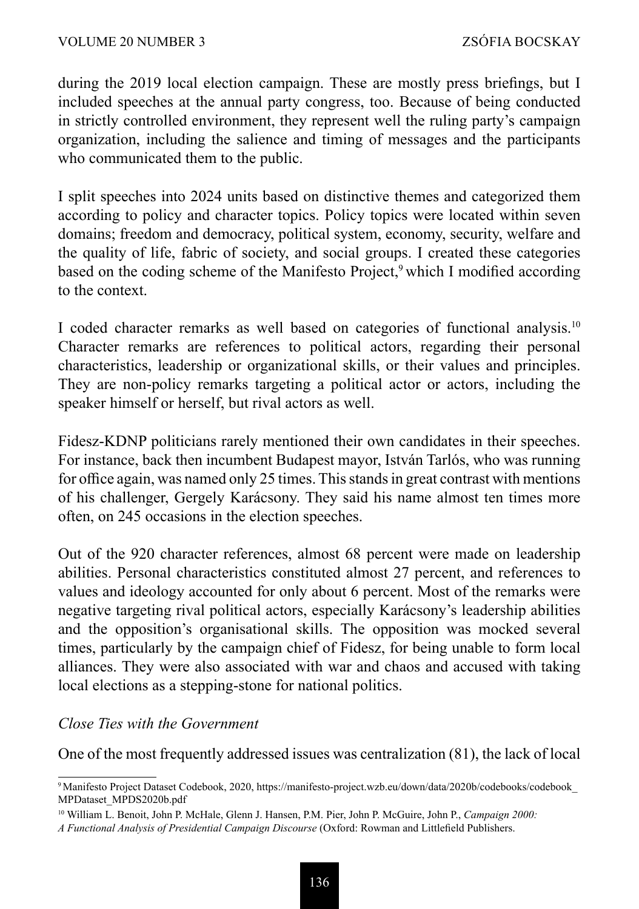during the 2019 local election campaign. These are mostly press briefings, but I included speeches at the annual party congress, too. Because of being conducted in strictly controlled environment, they represent well the ruling party's campaign organization, including the salience and timing of messages and the participants who communicated them to the public.

I split speeches into 2024 units based on distinctive themes and categorized them according to policy and character topics. Policy topics were located within seven domains; freedom and democracy, political system, economy, security, welfare and the quality of life, fabric of society, and social groups. I created these categories based on the coding scheme of the Manifesto Project,[9] which I modified according to the context.

I coded character remarks as well based on categories of functional analysis.[10] Character remarks are references to political actors, regarding their personal characteristics, leadership or organizational skills, or their values and principles. They are non-policy remarks targeting a political actor or actors, including the speaker himself or herself, but rival actors as well.

Fidesz-KDNP politicians rarely mentioned their own candidates in their speeches. For instance, back then incumbent Budapest mayor, István Tarlós, who was running for office again, was named only 25 times. This stands in great contrast with mentions of his challenger, Gergely Karácsony. They said his name almost ten times more often, on 245 occasions in the election speeches.

Out of the 920 character references, almost 68 percent were made on leadership abilities. Personal characteristics constituted almost 27 percent, and references to values and ideology accounted for only about 6 percent. Most of the remarks were negative targeting rival political actors, especially Karácsony's leadership abilities and the opposition's organisational skills. The opposition was mocked several times, particularly by the campaign chief of Fidesz, for being unable to form local alliances. They were also associated with war and chaos and accused with taking local elections as a stepping-stone for national politics.

*Close Ties with the Government*

One of the most frequently addressed issues was centralization (81), the lack of local

---

[9] Manifesto Project Dataset Codebook, 2020, https://manifesto-project.wzb.eu/down/data/2020b/codebooks/codebook_MPDataset_MPDS2020b.pdf

[10] William L. Benoit, John P. McHale, Glenn J. Hansen, P.M. Pier, John P. McGuire, John P., *Campaign 2000: A Functional Analysis of Presidential Campaign Discourse* (Oxford: Rowman and Littlefield Publishers.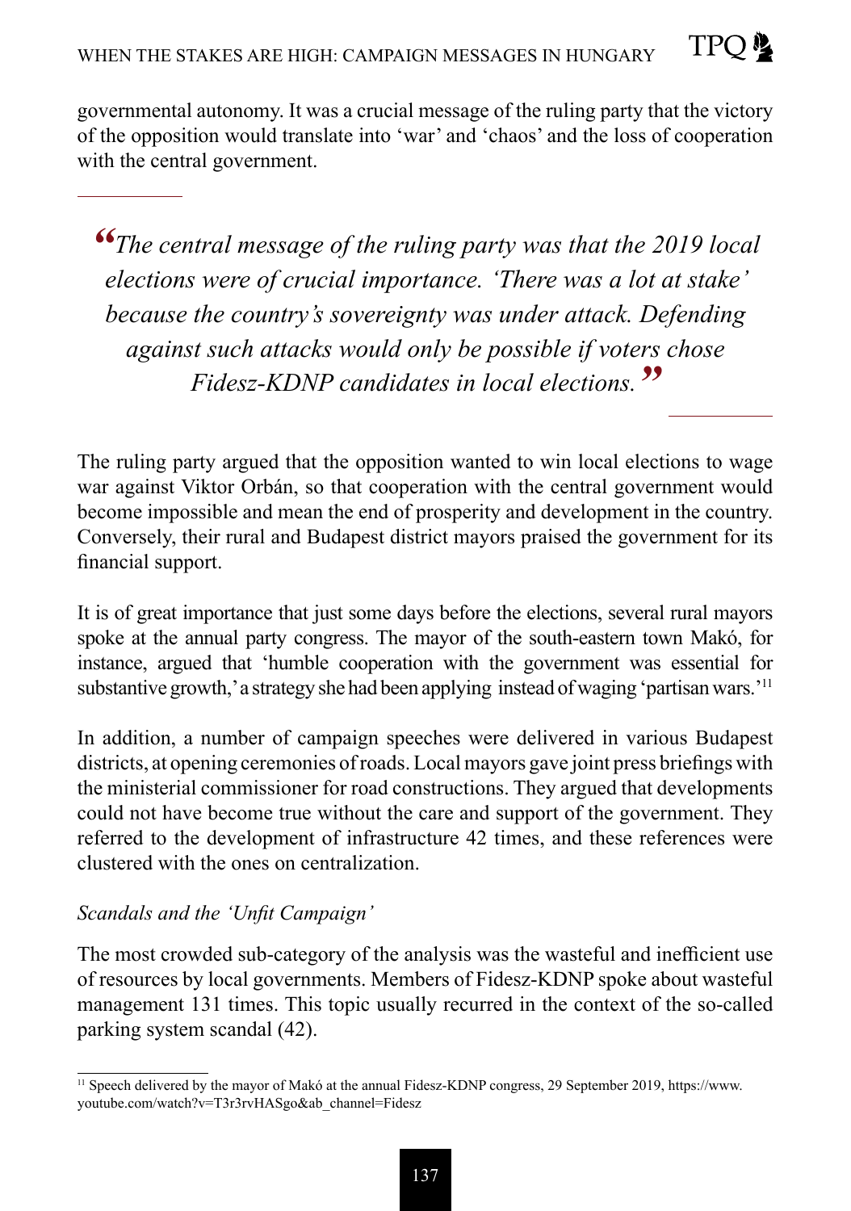governmental autonomy. It was a crucial message of the ruling party that the victory of the opposition would translate into 'war' and 'chaos' and the loss of cooperation with the central government.

> *"The central message of the ruling party was that the 2019 local elections were of crucial importance. 'There was a lot at stake' because the country's sovereignty was under attack. Defending against such attacks would only be possible if voters chose Fidesz-KDNP candidates in local elections."*

The ruling party argued that the opposition wanted to win local elections to wage war against Viktor Orbán, so that cooperation with the central government would become impossible and mean the end of prosperity and development in the country. Conversely, their rural and Budapest district mayors praised the government for its financial support.

It is of great importance that just some days before the elections, several rural mayors spoke at the annual party congress. The mayor of the south-eastern town Makó, for instance, argued that 'humble cooperation with the government was essential for substantive growth,' a strategy she had been applying instead of waging 'partisan wars.'[11]

In addition, a number of campaign speeches were delivered in various Budapest districts, at opening ceremonies of roads. Local mayors gave joint press briefings with the ministerial commissioner for road constructions. They argued that developments could not have become true without the care and support of the government. They referred to the development of infrastructure 42 times, and these references were clustered with the ones on centralization.

*Scandals and the 'Unfit Campaign'*

The most crowded sub-category of the analysis was the wasteful and inefficient use of resources by local governments. Members of Fidesz-KDNP spoke about wasteful management 131 times. This topic usually recurred in the context of the so-called parking system scandal (42).

---

[11] Speech delivered by the mayor of Makó at the annual Fidesz-KDNP congress, 29 September 2019, https://www.youtube.com/watch?v=T3r3rvHASgo&ab_channel=Fidesz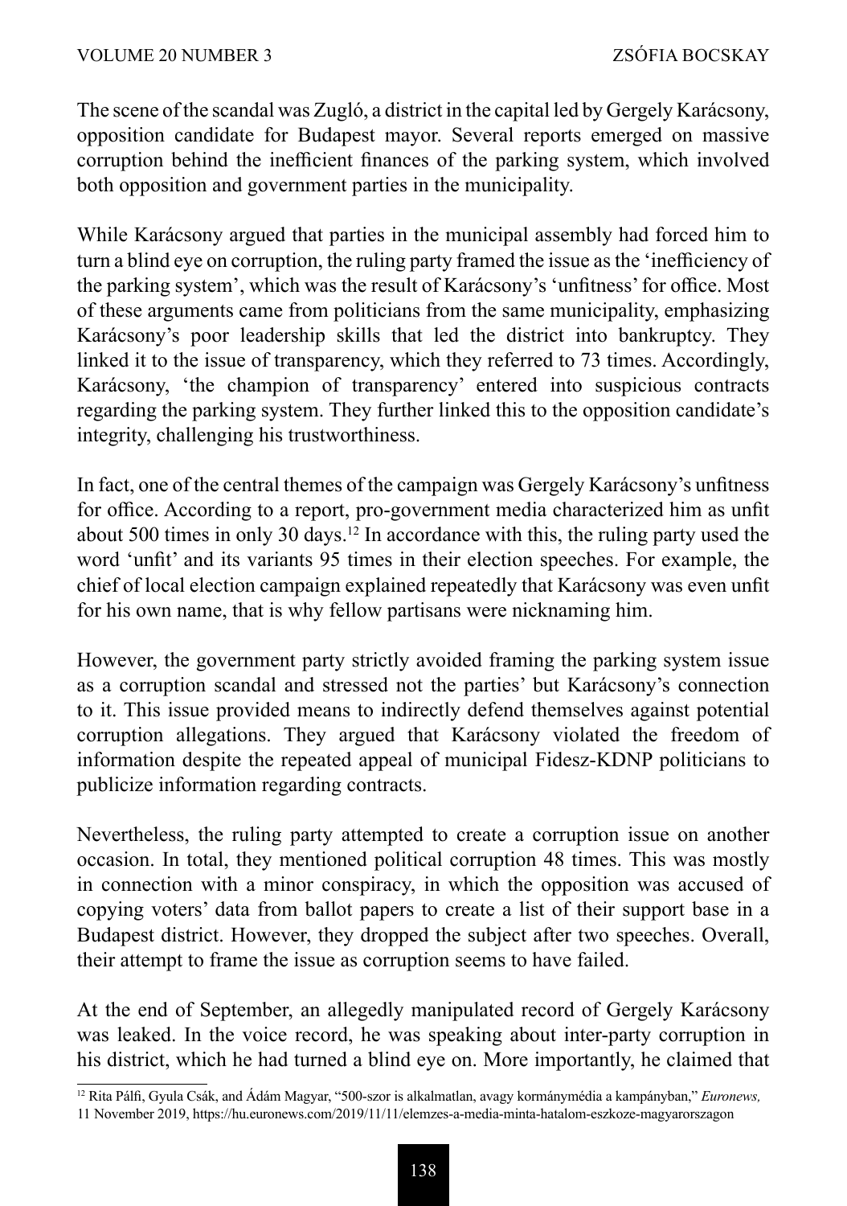The scene of the scandal was Zugló, a district in the capital led by Gergely Karácsony, opposition candidate for Budapest mayor. Several reports emerged on massive corruption behind the inefficient finances of the parking system, which involved both opposition and government parties in the municipality.

While Karácsony argued that parties in the municipal assembly had forced him to turn a blind eye on corruption, the ruling party framed the issue as the 'inefficiency of the parking system', which was the result of Karácsony's 'unfitness' for office. Most of these arguments came from politicians from the same municipality, emphasizing Karácsony's poor leadership skills that led the district into bankruptcy. They linked it to the issue of transparency, which they referred to 73 times. Accordingly, Karácsony, 'the champion of transparency' entered into suspicious contracts regarding the parking system. They further linked this to the opposition candidate's integrity, challenging his trustworthiness.

In fact, one of the central themes of the campaign was Gergely Karácsony's unfitness for office. According to a report, pro-government media characterized him as unfit about 500 times in only 30 days.[12] In accordance with this, the ruling party used the word 'unfit' and its variants 95 times in their election speeches. For example, the chief of local election campaign explained repeatedly that Karácsony was even unfit for his own name, that is why fellow partisans were nicknaming him.

However, the government party strictly avoided framing the parking system issue as a corruption scandal and stressed not the parties' but Karácsony's connection to it. This issue provided means to indirectly defend themselves against potential corruption allegations. They argued that Karácsony violated the freedom of information despite the repeated appeal of municipal Fidesz-KDNP politicians to publicize information regarding contracts.

Nevertheless, the ruling party attempted to create a corruption issue on another occasion. In total, they mentioned political corruption 48 times. This was mostly in connection with a minor conspiracy, in which the opposition was accused of copying voters' data from ballot papers to create a list of their support base in a Budapest district. However, they dropped the subject after two speeches. Overall, their attempt to frame the issue as corruption seems to have failed.

At the end of September, an allegedly manipulated record of Gergely Karácsony was leaked. In the voice record, he was speaking about inter-party corruption in his district, which he had turned a blind eye on. More importantly, he claimed that

[12] Rita Pálfi, Gyula Csák, and Ádám Magyar, "500-szor is alkalmatlan, avagy kormánymédia a kampányban," *Euronews,* 11 November 2019, https://hu.euronews.com/2019/11/11/elemzes-a-media-minta-hatalom-eszkoze-magyarorszagon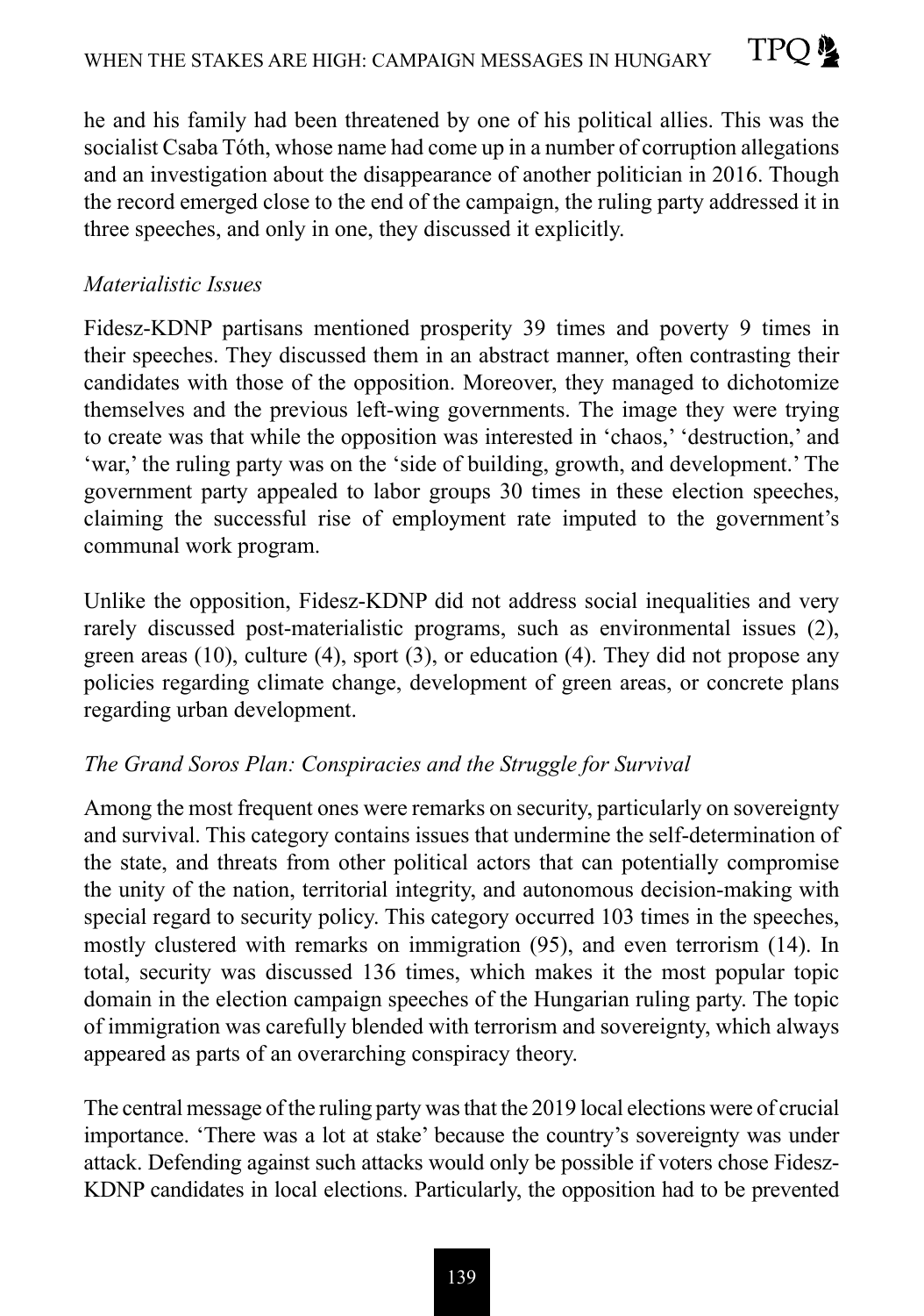he and his family had been threatened by one of his political allies. This was the socialist Csaba Tóth, whose name had come up in a number of corruption allegations and an investigation about the disappearance of another politician in 2016. Though the record emerged close to the end of the campaign, the ruling party addressed it in three speeches, and only in one, they discussed it explicitly.

*Materialistic Issues*

Fidesz-KDNP partisans mentioned prosperity 39 times and poverty 9 times in their speeches. They discussed them in an abstract manner, often contrasting their candidates with those of the opposition. Moreover, they managed to dichotomize themselves and the previous left-wing governments. The image they were trying to create was that while the opposition was interested in 'chaos,' 'destruction,' and 'war,' the ruling party was on the 'side of building, growth, and development.' The government party appealed to labor groups 30 times in these election speeches, claiming the successful rise of employment rate imputed to the government's communal work program.

Unlike the opposition, Fidesz-KDNP did not address social inequalities and very rarely discussed post-materialistic programs, such as environmental issues (2), green areas (10), culture (4), sport (3), or education (4). They did not propose any policies regarding climate change, development of green areas, or concrete plans regarding urban development.

*The Grand Soros Plan: Conspiracies and the Struggle for Survival*

Among the most frequent ones were remarks on security, particularly on sovereignty and survival. This category contains issues that undermine the self-determination of the state, and threats from other political actors that can potentially compromise the unity of the nation, territorial integrity, and autonomous decision-making with special regard to security policy. This category occurred 103 times in the speeches, mostly clustered with remarks on immigration (95), and even terrorism (14). In total, security was discussed 136 times, which makes it the most popular topic domain in the election campaign speeches of the Hungarian ruling party. The topic of immigration was carefully blended with terrorism and sovereignty, which always appeared as parts of an overarching conspiracy theory.

The central message of the ruling party was that the 2019 local elections were of crucial importance. 'There was a lot at stake' because the country's sovereignty was under attack. Defending against such attacks would only be possible if voters chose Fidesz-KDNP candidates in local elections. Particularly, the opposition had to be prevented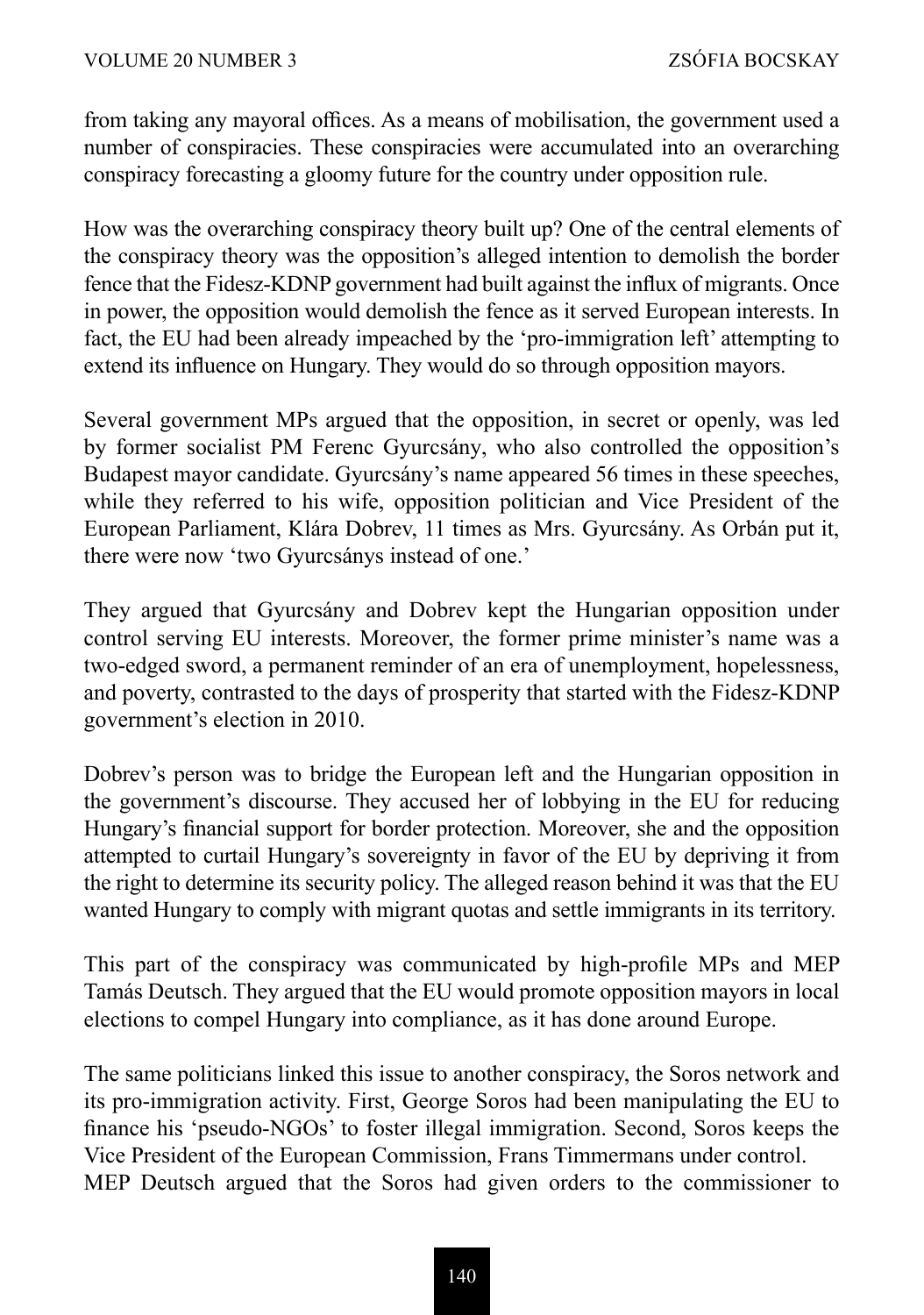from taking any mayoral offices. As a means of mobilisation, the government used a number of conspiracies. These conspiracies were accumulated into an overarching conspiracy forecasting a gloomy future for the country under opposition rule.

How was the overarching conspiracy theory built up? One of the central elements of the conspiracy theory was the opposition's alleged intention to demolish the border fence that the Fidesz-KDNP government had built against the influx of migrants. Once in power, the opposition would demolish the fence as it served European interests. In fact, the EU had been already impeached by the 'pro-immigration left' attempting to extend its influence on Hungary. They would do so through opposition mayors.

Several government MPs argued that the opposition, in secret or openly, was led by former socialist PM Ferenc Gyurcsány, who also controlled the opposition's Budapest mayor candidate. Gyurcsány's name appeared 56 times in these speeches, while they referred to his wife, opposition politician and Vice President of the European Parliament, Klára Dobrev, 11 times as Mrs. Gyurcsány. As Orbán put it, there were now 'two Gyurcsánys instead of one.'

They argued that Gyurcsány and Dobrev kept the Hungarian opposition under control serving EU interests. Moreover, the former prime minister's name was a two-edged sword, a permanent reminder of an era of unemployment, hopelessness, and poverty, contrasted to the days of prosperity that started with the Fidesz-KDNP government's election in 2010.

Dobrev's person was to bridge the European left and the Hungarian opposition in the government's discourse. They accused her of lobbying in the EU for reducing Hungary's financial support for border protection. Moreover, she and the opposition attempted to curtail Hungary's sovereignty in favor of the EU by depriving it from the right to determine its security policy. The alleged reason behind it was that the EU wanted Hungary to comply with migrant quotas and settle immigrants in its territory.

This part of the conspiracy was communicated by high-profile MPs and MEP Tamás Deutsch. They argued that the EU would promote opposition mayors in local elections to compel Hungary into compliance, as it has done around Europe.

The same politicians linked this issue to another conspiracy, the Soros network and its pro-immigration activity. First, George Soros had been manipulating the EU to finance his 'pseudo-NGOs' to foster illegal immigration. Second, Soros keeps the Vice President of the European Commission, Frans Timmermans under control.
MEP Deutsch argued that the Soros had given orders to the commissioner to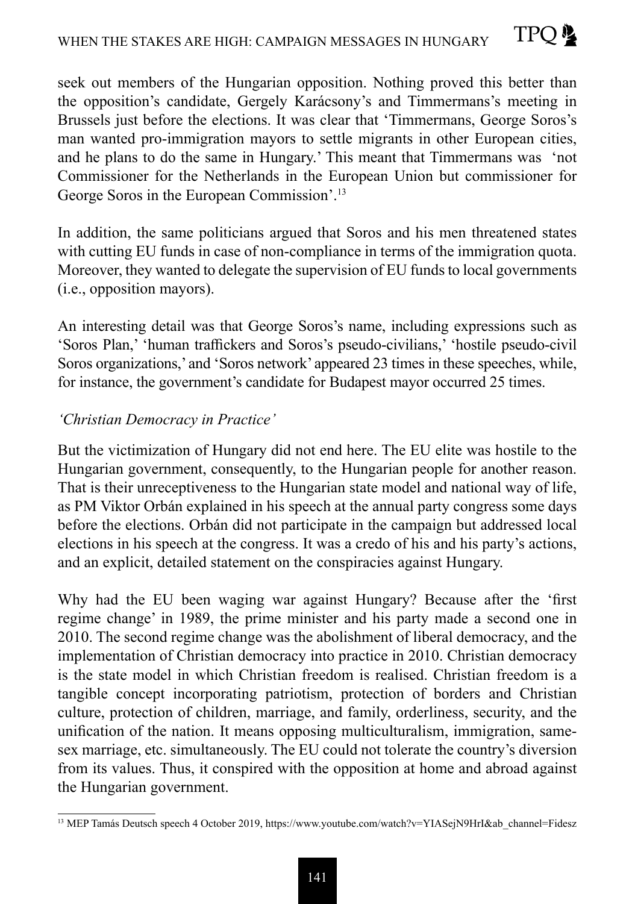seek out members of the Hungarian opposition. Nothing proved this better than the opposition's candidate, Gergely Karácsony's and Timmermans's meeting in Brussels just before the elections. It was clear that 'Timmermans, George Soros's man wanted pro-immigration mayors to settle migrants in other European cities, and he plans to do the same in Hungary.' This meant that Timmermans was 'not Commissioner for the Netherlands in the European Union but commissioner for George Soros in the European Commission'.[13]

In addition, the same politicians argued that Soros and his men threatened states with cutting EU funds in case of non-compliance in terms of the immigration quota. Moreover, they wanted to delegate the supervision of EU funds to local governments (i.e., opposition mayors).

An interesting detail was that George Soros's name, including expressions such as 'Soros Plan,' 'human traffickers and Soros's pseudo-civilians,' 'hostile pseudo-civil Soros organizations,' and 'Soros network' appeared 23 times in these speeches, while, for instance, the government's candidate for Budapest mayor occurred 25 times.

*'Christian Democracy in Practice'*

But the victimization of Hungary did not end here. The EU elite was hostile to the Hungarian government, consequently, to the Hungarian people for another reason. That is their unreceptiveness to the Hungarian state model and national way of life, as PM Viktor Orbán explained in his speech at the annual party congress some days before the elections. Orbán did not participate in the campaign but addressed local elections in his speech at the congress. It was a credo of his and his party's actions, and an explicit, detailed statement on the conspiracies against Hungary.

Why had the EU been waging war against Hungary? Because after the 'first regime change' in 1989, the prime minister and his party made a second one in 2010. The second regime change was the abolishment of liberal democracy, and the implementation of Christian democracy into practice in 2010. Christian democracy is the state model in which Christian freedom is realised. Christian freedom is a tangible concept incorporating patriotism, protection of borders and Christian culture, protection of children, marriage, and family, orderliness, security, and the unification of the nation. It means opposing multiculturalism, immigration, same-sex marriage, etc. simultaneously. The EU could not tolerate the country's diversion from its values. Thus, it conspired with the opposition at home and abroad against the Hungarian government.

---

[13] MEP Tamás Deutsch speech 4 October 2019, https://www.youtube.com/watch?v=YIASejN9HrI&ab_channel=Fidesz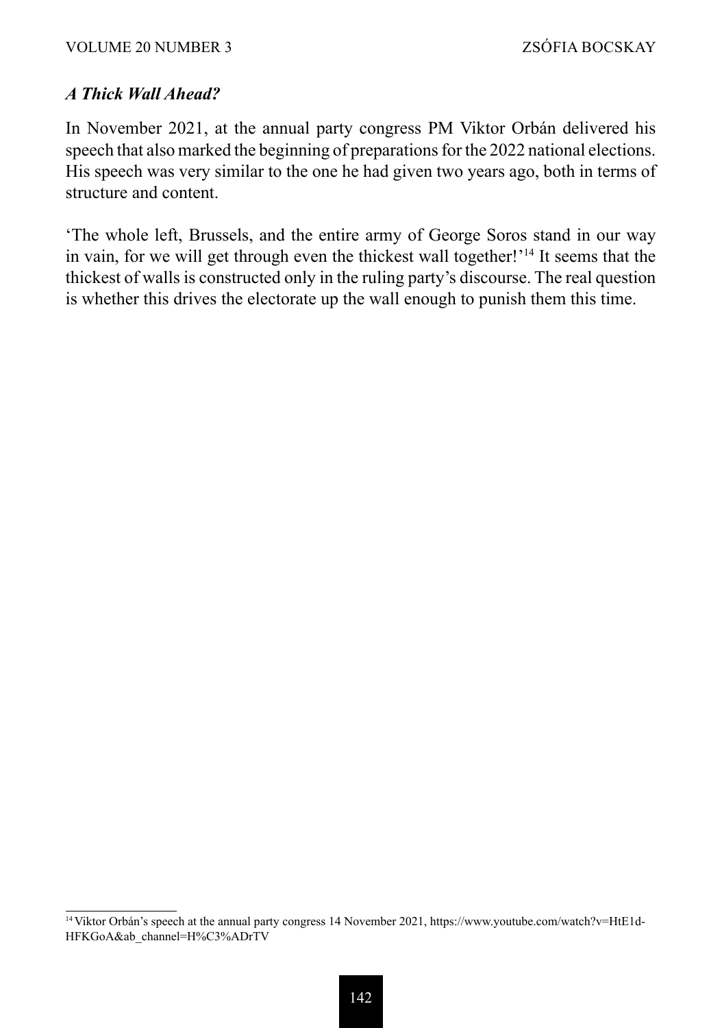### *A Thick Wall Ahead?*

In November 2021, at the annual party congress PM Viktor Orbán delivered his speech that also marked the beginning of preparations for the 2022 national elections. His speech was very similar to the one he had given two years ago, both in terms of structure and content.

'The whole left, Brussels, and the entire army of George Soros stand in our way in vain, for we will get through even the thickest wall together!'[14] It seems that the thickest of walls is constructed only in the ruling party's discourse. The real question is whether this drives the electorate up the wall enough to punish them this time.

---

[14] Viktor Orbán's speech at the annual party congress 14 November 2021, https://www.youtube.com/watch?v=HtE1d-HFKGoA&ab_channel=H%C3%ADrTV